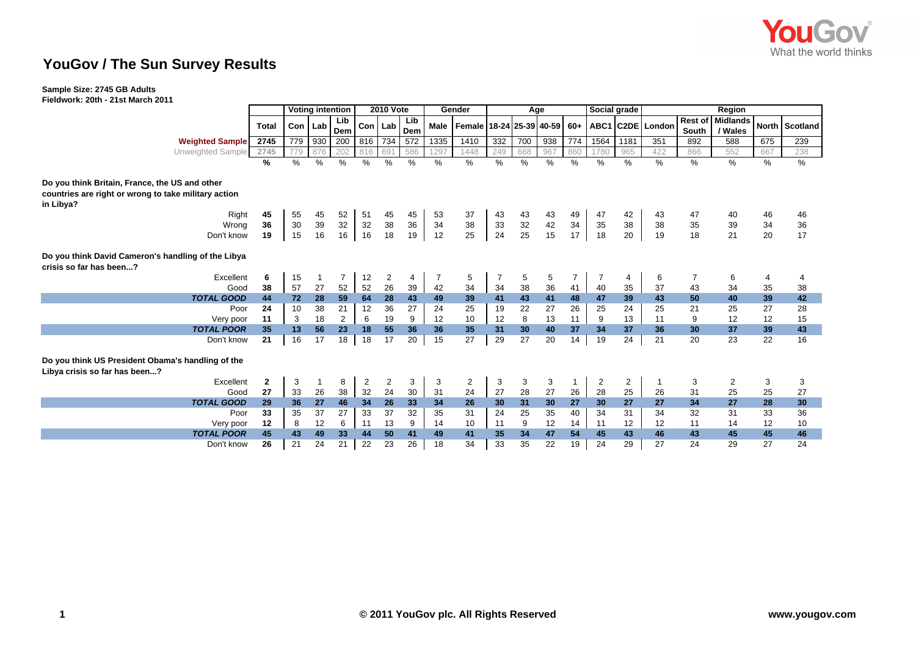# YouGov / The Sun Survey Results

**Sample Size: 2745 GB Adults**
**Fieldwork: 20th - 21st March 2011**

| | Total | Voting intention | | | 2010 Vote | | | Gender | | Age | | | | Social grade | | Region | | | | |
|---|---|---|---|---|---|---|---|---|---|---|---|---|---|---|---|---|---|---|---|---|
| | | Con | Lab | Lib Dem | Con | Lab | Lib Dem | Male | Female | 18-24 | 25-39 | 40-59 | 60+ | ABC1 | C2DE | London | Rest of South | Midlands / Wales | North | Scotland |
| **Weighted Sample** | 2745 | 779 | 930 | 200 | 816 | 734 | 572 | 1335 | 1410 | 332 | 700 | 938 | 774 | 1564 | 1181 | 351 | 892 | 588 | 675 | 239 |
| Unweighted Sample | 2745 | 779 | 876 | 202 | 816 | 691 | 586 | 1297 | 1448 | 249 | 668 | 967 | 860 | 1780 | 965 | 422 | 866 | 552 | 667 | 238 |
| | % | % | % | % | % | % | % | % | % | % | % | % | % | % | % | % | % | % | % | % |
| **Do you think Britain, France, the US and other countries are right or wrong to take military action in Libya?** | | | | | | | | | | | | | | | | | | | | |
| Right | 45 | 55 | 45 | 52 | 51 | 45 | 45 | 53 | 37 | 43 | 43 | 43 | 49 | 47 | 42 | 43 | 47 | 40 | 46 | 46 |
| Wrong | 36 | 30 | 39 | 32 | 32 | 38 | 36 | 34 | 38 | 33 | 32 | 42 | 34 | 35 | 38 | 38 | 35 | 39 | 34 | 36 |
| Don't know | 19 | 15 | 16 | 16 | 16 | 18 | 19 | 12 | 25 | 24 | 25 | 15 | 17 | 18 | 20 | 19 | 18 | 21 | 20 | 17 |
| **Do you think David Cameron's handling of the Libya crisis so far has been...?** | | | | | | | | | | | | | | | | | | | | |
| Excellent | 6 | 15 | 1 | 7 | 12 | 2 | 4 | 7 | 5 | 7 | 5 | 5 | 7 | 7 | 4 | 6 | 7 | 6 | 4 | 4 |
| Good | 38 | 57 | 27 | 52 | 52 | 26 | 39 | 42 | 34 | 34 | 38 | 36 | 41 | 40 | 35 | 37 | 43 | 34 | 35 | 38 |
| ***TOTAL GOOD*** | **44** | **72** | **28** | **59** | **64** | **28** | **43** | **49** | **39** | **41** | **43** | **41** | **48** | **47** | **39** | **43** | **50** | **40** | **39** | **42** |
| Poor | 24 | 10 | 38 | 21 | 12 | 36 | 27 | 24 | 25 | 19 | 22 | 27 | 26 | 25 | 24 | 25 | 21 | 25 | 27 | 28 |
| Very poor | 11 | 3 | 18 | 2 | 6 | 19 | 9 | 12 | 10 | 12 | 8 | 13 | 11 | 9 | 13 | 11 | 9 | 12 | 12 | 15 |
| ***TOTAL POOR*** | **35** | **13** | **56** | **23** | **18** | **55** | **36** | **36** | **35** | **31** | **30** | **40** | **37** | **34** | **37** | **36** | **30** | **37** | **39** | **43** |
| Don't know | 21 | 16 | 17 | 18 | 18 | 17 | 20 | 15 | 27 | 29 | 27 | 20 | 14 | 19 | 24 | 21 | 20 | 23 | 22 | 16 |
| **Do you think US President Obama's handling of the Libya crisis so far has been...?** | | | | | | | | | | | | | | | | | | | | |
| Excellent | 2 | 3 | 1 | 8 | 2 | 2 | 3 | 3 | 2 | 3 | 3 | 3 | 1 | 2 | 2 | 1 | 3 | 2 | 3 | 3 |
| Good | 27 | 33 | 26 | 38 | 32 | 24 | 30 | 31 | 24 | 27 | 28 | 27 | 26 | 28 | 25 | 26 | 31 | 25 | 25 | 27 |
| ***TOTAL GOOD*** | **29** | **36** | **27** | **46** | **34** | **26** | **33** | **34** | **26** | **30** | **31** | **30** | **27** | **30** | **27** | **27** | **34** | **27** | **28** | **30** |
| Poor | 33 | 35 | 37 | 27 | 33 | 37 | 32 | 35 | 31 | 24 | 25 | 35 | 40 | 34 | 31 | 34 | 32 | 31 | 33 | 36 |
| Very poor | 12 | 8 | 12 | 6 | 11 | 13 | 9 | 14 | 10 | 11 | 9 | 12 | 14 | 11 | 12 | 12 | 11 | 14 | 12 | 10 |
| ***TOTAL POOR*** | **45** | **43** | **49** | **33** | **44** | **50** | **41** | **49** | **41** | **35** | **34** | **47** | **54** | **45** | **43** | **46** | **43** | **45** | **45** | **46** |
| Don't know | 26 | 21 | 24 | 21 | 22 | 23 | 26 | 18 | 34 | 33 | 35 | 22 | 19 | 24 | 29 | 27 | 24 | 29 | 27 | 24 |

© 2011 YouGov plc. All Rights Reserved    www.yougov.com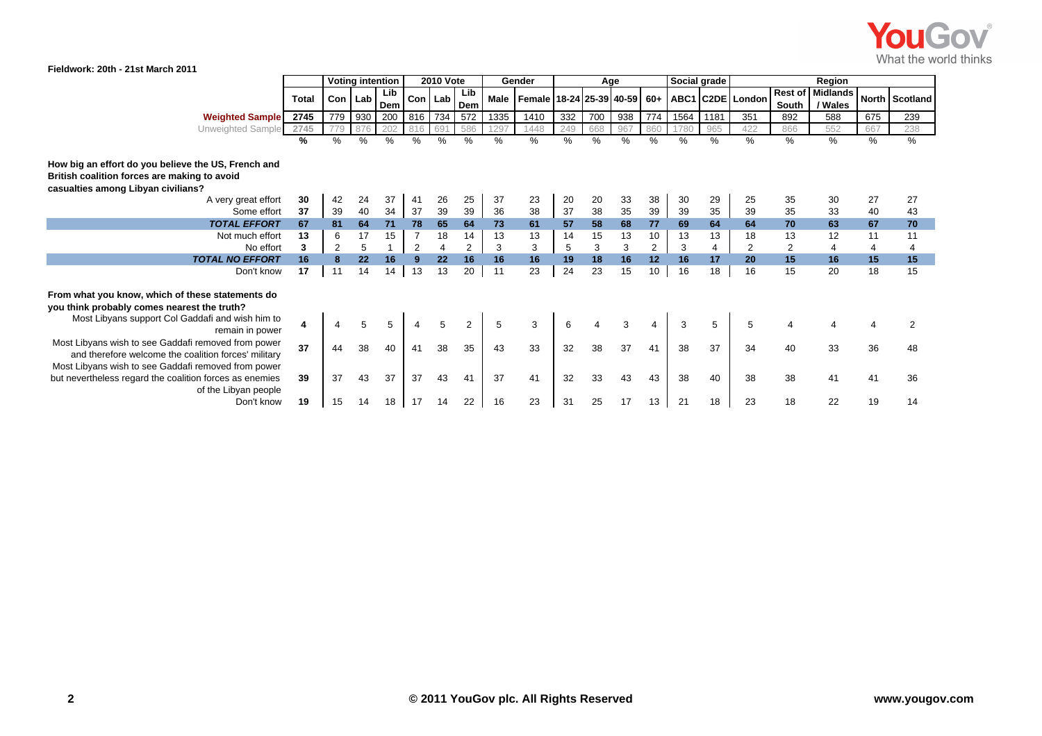Fieldwork: 20th - 21st March 2011

| | Total | Voting intention | | | 2010 Vote | | | Gender | | Age | | | | Social grade | | Region | | | | |
|---|---|---|---|---|---|---|---|---|---|---|---|---|---|---|---|---|---|---|---|---|
| | | Con | Lab | Lib Dem | Con | Lab | Lib Dem | Male | Female | 18-24 | 25-39 | 40-59 | 60+ | ABC1 | C2DE | London | Rest of South | Midlands / Wales | North | Scotland |
| **Weighted Sample** | 2745 | 779 | 930 | 200 | 816 | 734 | 572 | 1335 | 1410 | 332 | 700 | 938 | 774 | 1564 | 1181 | 351 | 892 | 588 | 675 | 239 |
| Unweighted Sample | 2745 | 779 | 876 | 202 | 816 | 691 | 586 | 1297 | 1448 | 249 | 668 | 967 | 860 | 1780 | 965 | 422 | 866 | 552 | 667 | 238 |
| | % | % | % | % | % | % | % | % | % | % | % | % | % | % | % | % | % | % | % | % |
| **How big an effort do you believe the US, French and British coalition forces are making to avoid casualties among Libyan civilians?** | | | | | | | | | | | | | | | | | | | | |
| A very great effort | 30 | 42 | 24 | 37 | 41 | 26 | 25 | 37 | 23 | 20 | 20 | 33 | 38 | 30 | 29 | 25 | 35 | 30 | 27 | 27 |
| Some effort | 37 | 39 | 40 | 34 | 37 | 39 | 39 | 36 | 38 | 37 | 38 | 35 | 39 | 39 | 35 | 39 | 35 | 33 | 40 | 43 |
| ***TOTAL EFFORT*** | **67** | **81** | **64** | **71** | **78** | **65** | **64** | **73** | **61** | **57** | **58** | **68** | **77** | **69** | **64** | **64** | **70** | **63** | **67** | **70** |
| Not much effort | 13 | 6 | 17 | 15 | 7 | 18 | 14 | 13 | 13 | 14 | 15 | 13 | 10 | 13 | 13 | 18 | 13 | 12 | 11 | 11 |
| No effort | 3 | 2 | 5 | 1 | 2 | 4 | 2 | 3 | 3 | 5 | 3 | 3 | 2 | 3 | 4 | 2 | 2 | 4 | 4 | 4 |
| ***TOTAL NO EFFORT*** | **16** | **8** | **22** | **16** | **9** | **22** | **16** | **16** | **16** | **19** | **18** | **16** | **12** | **16** | **17** | **20** | **15** | **16** | **15** | **15** |
| Don't know | 17 | 11 | 14 | 14 | 13 | 13 | 20 | 11 | 23 | 24 | 23 | 15 | 10 | 16 | 18 | 16 | 15 | 20 | 18 | 15 |
| **From what you know, which of these statements do you think probably comes nearest the truth?** | | | | | | | | | | | | | | | | | | | | |
| Most Libyans support Col Gaddafi and wish him to remain in power | 4 | 4 | 5 | 5 | 4 | 5 | 2 | 5 | 3 | 6 | 4 | 3 | 4 | 3 | 5 | 5 | 4 | 4 | 4 | 2 |
| Most Libyans wish to see Gaddafi removed from power and therefore welcome the coalition forces' military | 37 | 44 | 38 | 40 | 41 | 38 | 35 | 43 | 33 | 32 | 38 | 37 | 41 | 38 | 37 | 34 | 40 | 33 | 36 | 48 |
| Most Libyans wish to see Gaddafi removed from power but nevertheless regard the coalition forces as enemies of the Libyan people | 39 | 37 | 43 | 37 | 37 | 43 | 41 | 37 | 41 | 32 | 33 | 43 | 43 | 38 | 40 | 38 | 38 | 41 | 41 | 36 |
| Don't know | 19 | 15 | 14 | 18 | 17 | 14 | 22 | 16 | 23 | 31 | 25 | 17 | 13 | 21 | 18 | 23 | 18 | 22 | 19 | 14 |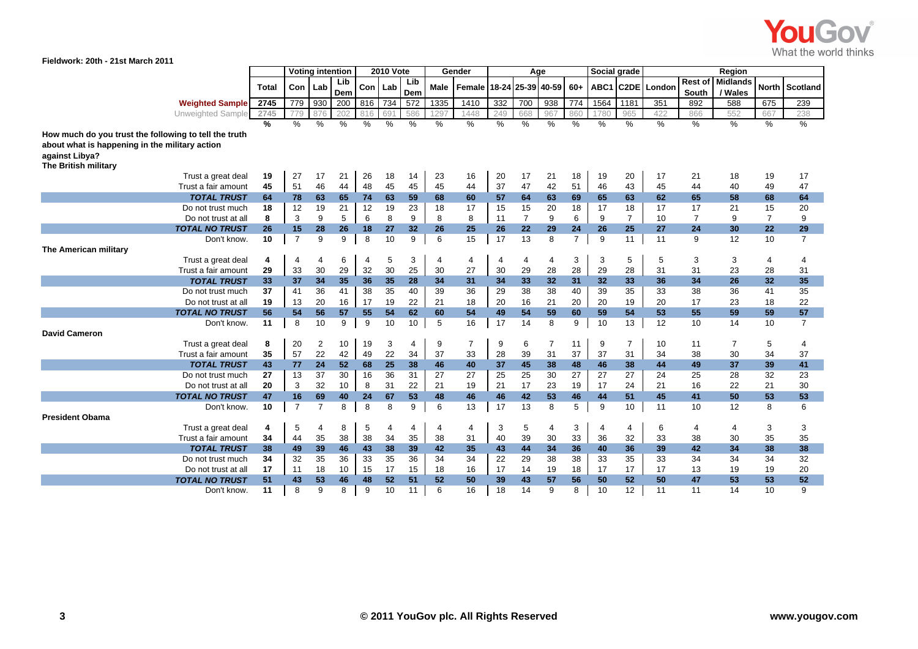Fieldwork: 20th - 21st March 2011

| | Total | Voting intention | | | 2010 Vote | | | Gender | | Age | | | | Social grade | | Region | | | | |
|---|---|---|---|---|---|---|---|---|---|---|---|---|---|---|---|---|---|---|---|---|
| | | Con | Lab | Lib Dem | Con | Lab | Lib Dem | Male | Female | 18-24 | 25-39 | 40-59 | 60+ | ABC1 | C2DE | London | Rest of South | Midlands / Wales | North | Scotland |
| **Weighted Sample** | 2745 | 779 | 930 | 200 | 816 | 734 | 572 | 1335 | 1410 | 332 | 700 | 938 | 774 | 1564 | 1181 | 351 | 892 | 588 | 675 | 239 |
| Unweighted Sample | 2745 | 779 | 876 | 202 | 816 | 691 | 586 | 1297 | 1448 | 249 | 668 | 967 | 860 | 1780 | 965 | 422 | 866 | 552 | 667 | 238 |
| | % | % | % | % | % | % | % | % | % | % | % | % | % | % | % | % | % | % | % | % |
| **How much do you trust the following to tell the truth about what is happening in the military action against Libya?** | | | | | | | | | | | | | | | | | | | | |
| **The British military** | | | | | | | | | | | | | | | | | | | | |
| Trust a great deal | 19 | 27 | 17 | 21 | 26 | 18 | 14 | 23 | 16 | 20 | 17 | 21 | 18 | 19 | 20 | 17 | 21 | 18 | 19 | 17 |
| Trust a fair amount | 45 | 51 | 46 | 44 | 48 | 45 | 45 | 45 | 44 | 37 | 47 | 42 | 51 | 46 | 43 | 45 | 44 | 40 | 49 | 47 |
| ***TOTAL TRUST*** | 64 | 78 | 63 | 65 | 74 | 63 | 59 | 68 | 60 | 57 | 64 | 63 | 69 | 65 | 63 | 62 | 65 | 58 | 68 | 64 |
| Do not trust much | 18 | 12 | 19 | 21 | 12 | 19 | 23 | 18 | 17 | 15 | 15 | 20 | 18 | 17 | 18 | 17 | 17 | 21 | 15 | 20 |
| Do not trust at all | 8 | 3 | 9 | 5 | 6 | 8 | 9 | 8 | 8 | 11 | 7 | 9 | 6 | 9 | 7 | 10 | 7 | 9 | 7 | 9 |
| ***TOTAL NO TRUST*** | 26 | 15 | 28 | 26 | 18 | 27 | 32 | 26 | 25 | 26 | 22 | 29 | 24 | 26 | 25 | 27 | 24 | 30 | 22 | 29 |
| Don't know. | 10 | 7 | 9 | 9 | 8 | 10 | 9 | 6 | 15 | 17 | 13 | 8 | 7 | 9 | 11 | 11 | 9 | 12 | 10 | 7 |
| **The American military** | | | | | | | | | | | | | | | | | | | | |
| Trust a great deal | 4 | 4 | 4 | 6 | 4 | 5 | 3 | 4 | 4 | 4 | 4 | 4 | 3 | 3 | 5 | 5 | 3 | 3 | 4 | 4 |
| Trust a fair amount | 29 | 33 | 30 | 29 | 32 | 30 | 25 | 30 | 27 | 30 | 29 | 28 | 28 | 29 | 28 | 31 | 31 | 23 | 28 | 31 |
| ***TOTAL TRUST*** | 33 | 37 | 34 | 35 | 36 | 35 | 28 | 34 | 31 | 34 | 33 | 32 | 31 | 32 | 33 | 36 | 34 | 26 | 32 | 35 |
| Do not trust much | 37 | 41 | 36 | 41 | 38 | 35 | 40 | 39 | 36 | 29 | 38 | 38 | 40 | 39 | 35 | 33 | 38 | 36 | 41 | 35 |
| Do not trust at all | 19 | 13 | 20 | 16 | 17 | 19 | 22 | 21 | 18 | 20 | 16 | 21 | 20 | 20 | 19 | 20 | 17 | 23 | 18 | 22 |
| ***TOTAL NO TRUST*** | 56 | 54 | 56 | 57 | 55 | 54 | 62 | 60 | 54 | 49 | 54 | 59 | 60 | 59 | 54 | 53 | 55 | 59 | 59 | 57 |
| Don't know. | 11 | 8 | 10 | 9 | 9 | 10 | 10 | 5 | 16 | 17 | 14 | 8 | 9 | 10 | 13 | 12 | 10 | 14 | 10 | 7 |
| **David Cameron** | | | | | | | | | | | | | | | | | | | | |
| Trust a great deal | 8 | 20 | 2 | 10 | 19 | 3 | 4 | 9 | 7 | 9 | 6 | 7 | 11 | 9 | 7 | 10 | 11 | 7 | 5 | 4 |
| Trust a fair amount | 35 | 57 | 22 | 42 | 49 | 22 | 34 | 37 | 33 | 28 | 39 | 31 | 37 | 37 | 31 | 34 | 38 | 30 | 34 | 37 |
| ***TOTAL TRUST*** | 43 | 77 | 24 | 52 | 68 | 25 | 38 | 46 | 40 | 37 | 45 | 38 | 48 | 46 | 38 | 44 | 49 | 37 | 39 | 41 |
| Do not trust much | 27 | 13 | 37 | 30 | 16 | 36 | 31 | 27 | 27 | 25 | 25 | 30 | 27 | 27 | 27 | 24 | 25 | 28 | 32 | 23 |
| Do not trust at all | 20 | 3 | 32 | 10 | 8 | 31 | 22 | 21 | 19 | 21 | 17 | 23 | 19 | 17 | 24 | 21 | 16 | 22 | 21 | 30 |
| ***TOTAL NO TRUST*** | 47 | 16 | 69 | 40 | 24 | 67 | 53 | 48 | 46 | 46 | 42 | 53 | 46 | 44 | 51 | 45 | 41 | 50 | 53 | 53 |
| Don't know. | 10 | 7 | 7 | 8 | 8 | 8 | 9 | 6 | 13 | 17 | 13 | 8 | 5 | 9 | 10 | 11 | 10 | 12 | 8 | 6 |
| **President Obama** | | | | | | | | | | | | | | | | | | | | |
| Trust a great deal | 4 | 5 | 4 | 8 | 5 | 4 | 4 | 4 | 4 | 3 | 5 | 4 | 3 | 4 | 4 | 6 | 4 | 4 | 3 | 3 |
| Trust a fair amount | 34 | 44 | 35 | 38 | 38 | 34 | 35 | 38 | 31 | 40 | 39 | 30 | 33 | 36 | 32 | 33 | 38 | 30 | 35 | 35 |
| ***TOTAL TRUST*** | 38 | 49 | 39 | 46 | 43 | 38 | 39 | 42 | 35 | 43 | 44 | 34 | 36 | 40 | 36 | 39 | 42 | 34 | 38 | 38 |
| Do not trust much | 34 | 32 | 35 | 36 | 33 | 35 | 36 | 34 | 34 | 22 | 29 | 38 | 38 | 33 | 35 | 33 | 34 | 34 | 34 | 32 |
| Do not trust at all | 17 | 11 | 18 | 10 | 15 | 17 | 15 | 18 | 16 | 17 | 14 | 19 | 18 | 17 | 17 | 17 | 13 | 19 | 19 | 20 |
| ***TOTAL NO TRUST*** | 51 | 43 | 53 | 46 | 48 | 52 | 51 | 52 | 50 | 39 | 43 | 57 | 56 | 50 | 52 | 50 | 47 | 53 | 53 | 52 |
| Don't know. | 11 | 8 | 9 | 8 | 9 | 10 | 11 | 6 | 16 | 18 | 14 | 9 | 8 | 10 | 12 | 11 | 11 | 14 | 10 | 9 |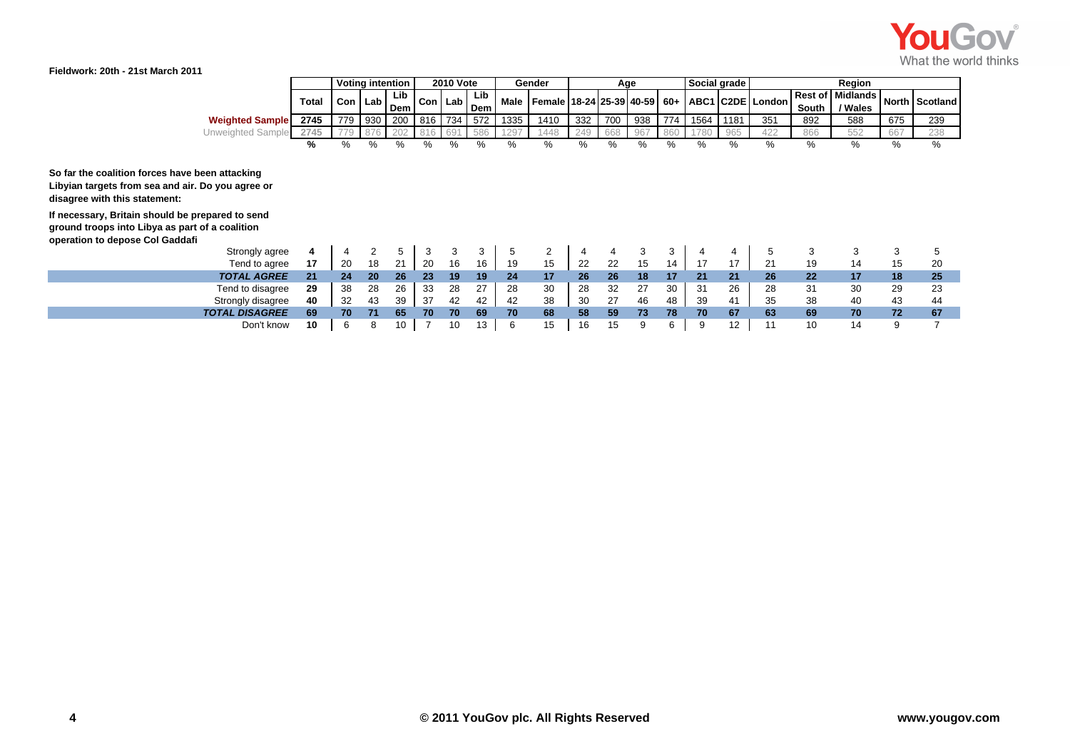Fieldwork: 20th - 21st March 2011

| | Total | Voting intention | | | 2010 Vote | | | Gender | | Age | | | | Social grade | | Region | | | | |
|---|---|---|---|---|---|---|---|---|---|---|---|---|---|---|---|---|---|---|---|---|
| | | Con | Lab | Lib Dem | Con | Lab | Lib Dem | Male | Female | 18-24 | 25-39 | 40-59 | 60+ | ABC1 | C2DE | London | Rest of South | Midlands / Wales | North | Scotland |
| **Weighted Sample** | 2745 | 779 | 930 | 200 | 816 | 734 | 572 | 1335 | 1410 | 332 | 700 | 938 | 774 | 1564 | 1181 | 351 | 892 | 588 | 675 | 239 |
| Unweighted Sample | 2745 | 779 | 876 | 202 | 816 | 691 | 586 | 1297 | 1448 | 249 | 668 | 967 | 860 | 1780 | 965 | 422 | 866 | 552 | 667 | 238 |
| | % | % | % | % | % | % | % | % | % | % | % | % | % | % | % | % | % | % | % | % |
| **So far the coalition forces have been attacking Libyian targets from sea and air. Do you agree or disagree with this statement:** | | | | | | | | | | | | | | | | | | | | |
| **If necessary, Britain should be prepared to send ground troops into Libya as part of a coalition operation to depose Col Gaddafi** | | | | | | | | | | | | | | | | | | | | |
| Strongly agree | 4 | 4 | 2 | 5 | 3 | 3 | 3 | 5 | 2 | 4 | 4 | 3 | 3 | 4 | 4 | 5 | 3 | 3 | 3 | 5 |
| Tend to agree | 17 | 20 | 18 | 21 | 20 | 16 | 16 | 19 | 15 | 22 | 22 | 15 | 14 | 17 | 17 | 21 | 19 | 14 | 15 | 20 |
| ***TOTAL AGREE*** | **21** | **24** | **20** | **26** | **23** | **19** | **19** | **24** | **17** | **26** | **26** | **18** | **17** | **21** | **21** | **26** | **22** | **17** | **18** | **25** |
| Tend to disagree | 29 | 38 | 28 | 26 | 33 | 28 | 27 | 28 | 30 | 28 | 32 | 27 | 30 | 31 | 26 | 28 | 31 | 30 | 29 | 23 |
| Strongly disagree | 40 | 32 | 43 | 39 | 37 | 42 | 42 | 42 | 38 | 30 | 27 | 46 | 48 | 39 | 41 | 35 | 38 | 40 | 43 | 44 |
| ***TOTAL DISAGREE*** | **69** | **70** | **71** | **65** | **70** | **70** | **69** | **70** | **68** | **58** | **59** | **73** | **78** | **70** | **67** | **63** | **69** | **70** | **72** | **67** |
| Don't know | 10 | 6 | 8 | 10 | 7 | 10 | 13 | 6 | 15 | 16 | 15 | 9 | 6 | 9 | 12 | 11 | 10 | 14 | 9 | 7 |

© 2011 YouGov plc. All Rights Reserved

www.yougov.com